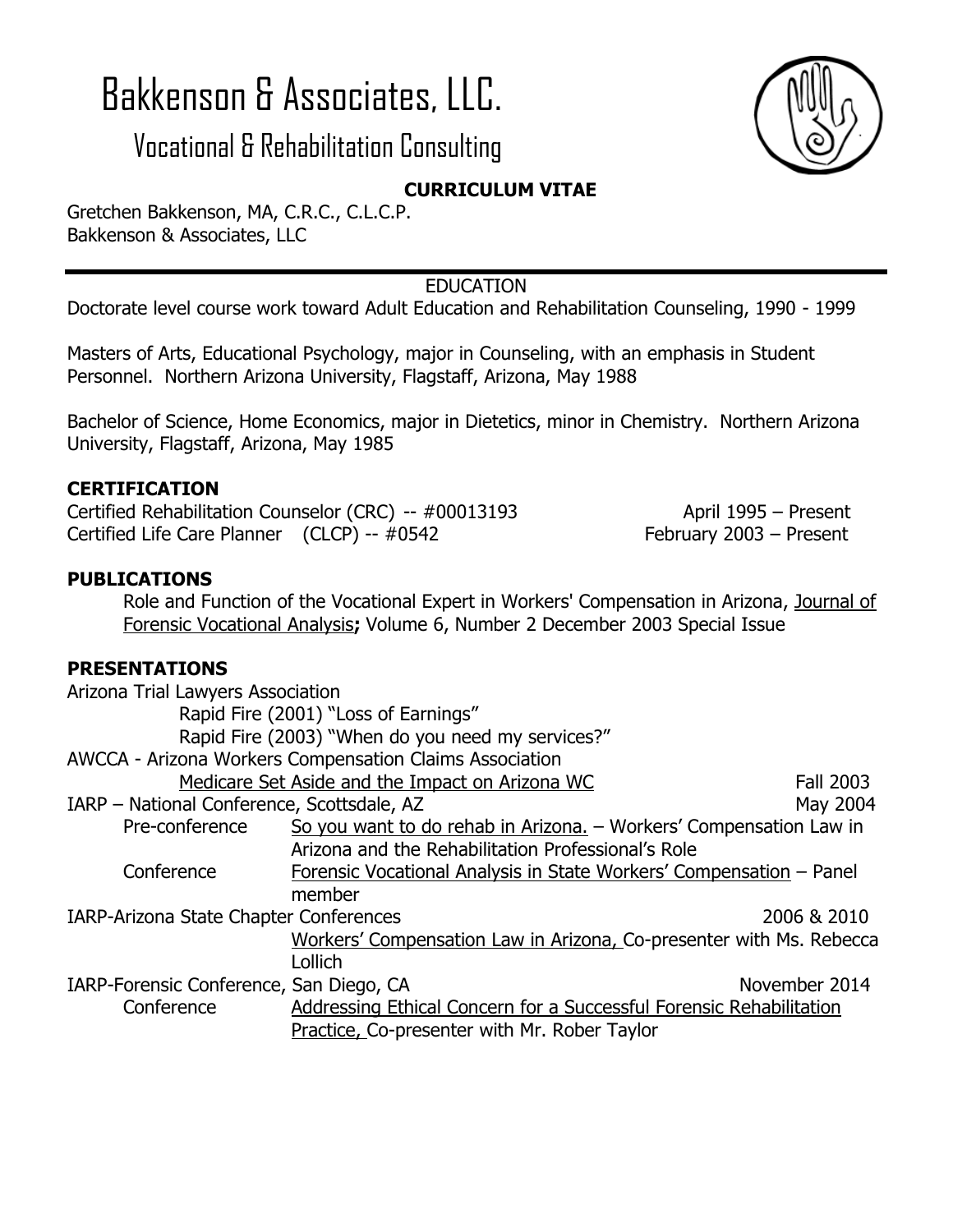# Bakkenson & Associates, LLC.

## Vocational & Rehabilitation Consulting

**CURRICULUM VITAE**

Gretchen Bakkenson, MA, C.R.C., C.L.C.P.
Bakkenson & Associates, LLC

---

EDUCATION

Doctorate level course work toward Adult Education and Rehabilitation Counseling, 1990 - 1999

Masters of Arts, Educational Psychology, major in Counseling, with an emphasis in Student Personnel. Northern Arizona University, Flagstaff, Arizona, May 1988

Bachelor of Science, Home Economics, major in Dietetics, minor in Chemistry. Northern Arizona University, Flagstaff, Arizona, May 1985

**CERTIFICATION**

Certified Rehabilitation Counselor (CRC) -- #00013193 — April 1995 – Present
Certified Life Care Planner (CLCP) -- #0542 — February 2003 – Present

**PUBLICATIONS**

Role and Function of the Vocational Expert in Workers' Compensation in Arizona, Journal of Forensic Vocational Analysis**;** Volume 6, Number 2 December 2003 Special Issue

**PRESENTATIONS**

Arizona Trial Lawyers Association
- Rapid Fire (2001) "Loss of Earnings"
- Rapid Fire (2003) "When do you need my services?"

AWCCA - Arizona Workers Compensation Claims Association
- Medicare Set Aside and the Impact on Arizona WC — Fall 2003

IARP – National Conference, Scottsdale, AZ — May 2004
- Pre-conference: So you want to do rehab in Arizona. – Workers' Compensation Law in Arizona and the Rehabilitation Professional's Role
- Conference: Forensic Vocational Analysis in State Workers' Compensation – Panel member

IARP-Arizona State Chapter Conferences — 2006 & 2010
- Workers' Compensation Law in Arizona, Co-presenter with Ms. Rebecca Lollich

IARP-Forensic Conference, San Diego, CA — November 2014
- Conference: Addressing Ethical Concern for a Successful Forensic Rehabilitation Practice, Co-presenter with Mr. Rober Taylor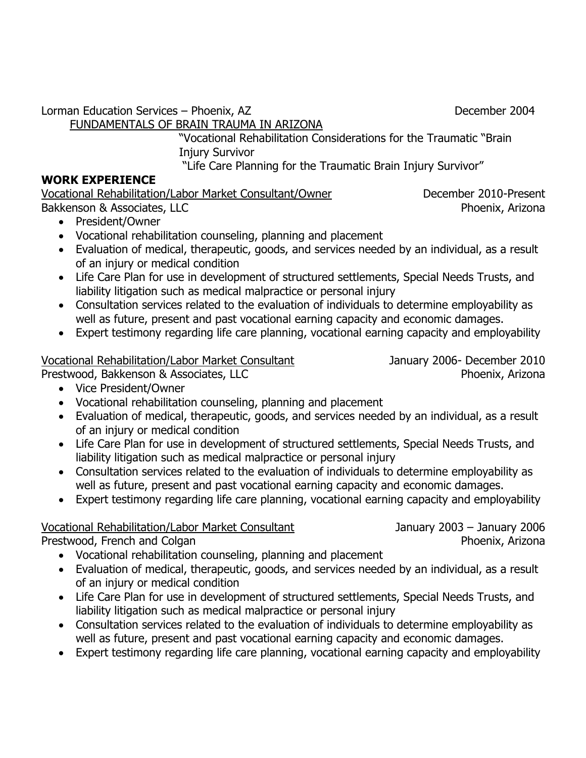Lorman Education Services – Phoenix, AZ December 2004

FUNDAMENTALS OF BRAIN TRAUMA IN ARIZONA

"Vocational Rehabilitation Considerations for the Traumatic "Brain Injury Survivor

"Life Care Planning for the Traumatic Brain Injury Survivor"

**WORK EXPERIENCE**

Vocational Rehabilitation/Labor Market Consultant/Owner December 2010-Present
Bakkenson & Associates, LLC Phoenix, Arizona

- President/Owner
- Vocational rehabilitation counseling, planning and placement
- Evaluation of medical, therapeutic, goods, and services needed by an individual, as a result of an injury or medical condition
- Life Care Plan for use in development of structured settlements, Special Needs Trusts, and liability litigation such as medical malpractice or personal injury
- Consultation services related to the evaluation of individuals to determine employability as well as future, present and past vocational earning capacity and economic damages.
- Expert testimony regarding life care planning, vocational earning capacity and employability

Vocational Rehabilitation/Labor Market Consultant January 2006- December 2010
Prestwood, Bakkenson & Associates, LLC Phoenix, Arizona

- Vice President/Owner
- Vocational rehabilitation counseling, planning and placement
- Evaluation of medical, therapeutic, goods, and services needed by an individual, as a result of an injury or medical condition
- Life Care Plan for use in development of structured settlements, Special Needs Trusts, and liability litigation such as medical malpractice or personal injury
- Consultation services related to the evaluation of individuals to determine employability as well as future, present and past vocational earning capacity and economic damages.
- Expert testimony regarding life care planning, vocational earning capacity and employability

Vocational Rehabilitation/Labor Market Consultant January 2003 – January 2006
Prestwood, French and Colgan Phoenix, Arizona

- Vocational rehabilitation counseling, planning and placement
- Evaluation of medical, therapeutic, goods, and services needed by an individual, as a result of an injury or medical condition
- Life Care Plan for use in development of structured settlements, Special Needs Trusts, and liability litigation such as medical malpractice or personal injury
- Consultation services related to the evaluation of individuals to determine employability as well as future, present and past vocational earning capacity and economic damages.
- Expert testimony regarding life care planning, vocational earning capacity and employability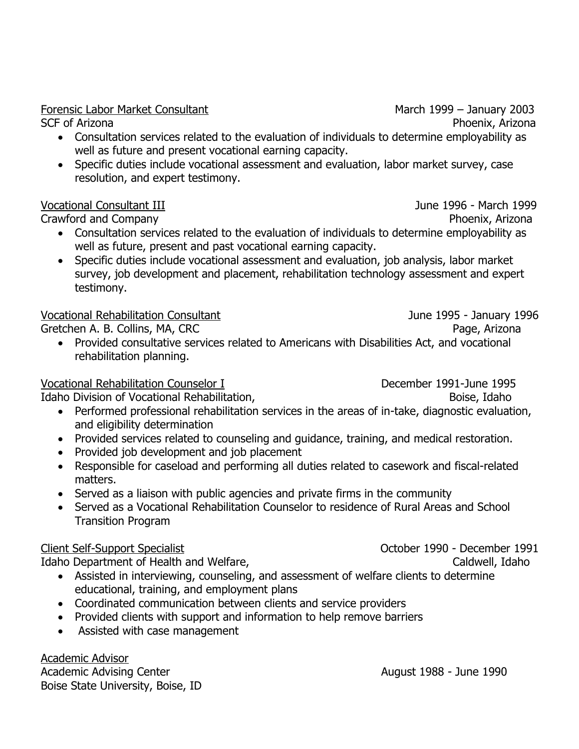Forensic Labor Market Consultant — March 1999 – January 2003
SCF of Arizona — Phoenix, Arizona

- Consultation services related to the evaluation of individuals to determine employability as well as future and present vocational earning capacity.
- Specific duties include vocational assessment and evaluation, labor market survey, case resolution, and expert testimony.

Vocational Consultant III — June 1996 - March 1999
Crawford and Company — Phoenix, Arizona

- Consultation services related to the evaluation of individuals to determine employability as well as future, present and past vocational earning capacity.
- Specific duties include vocational assessment and evaluation, job analysis, labor market survey, job development and placement, rehabilitation technology assessment and expert testimony.

Vocational Rehabilitation Consultant — June 1995 - January 1996
Gretchen A. B. Collins, MA, CRC — Page, Arizona

- Provided consultative services related to Americans with Disabilities Act, and vocational rehabilitation planning.

Vocational Rehabilitation Counselor I — December 1991-June 1995
Idaho Division of Vocational Rehabilitation, — Boise, Idaho

- Performed professional rehabilitation services in the areas of in-take, diagnostic evaluation, and eligibility determination
- Provided services related to counseling and guidance, training, and medical restoration.
- Provided job development and job placement
- Responsible for caseload and performing all duties related to casework and fiscal-related matters.
- Served as a liaison with public agencies and private firms in the community
- Served as a Vocational Rehabilitation Counselor to residence of Rural Areas and School Transition Program

Client Self-Support Specialist — October 1990 - December 1991
Idaho Department of Health and Welfare, — Caldwell, Idaho

- Assisted in interviewing, counseling, and assessment of welfare clients to determine educational, training, and employment plans
- Coordinated communication between clients and service providers
- Provided clients with support and information to help remove barriers
- Assisted with case management

Academic Advisor
Academic Advising Center — August 1988 - June 1990
Boise State University, Boise, ID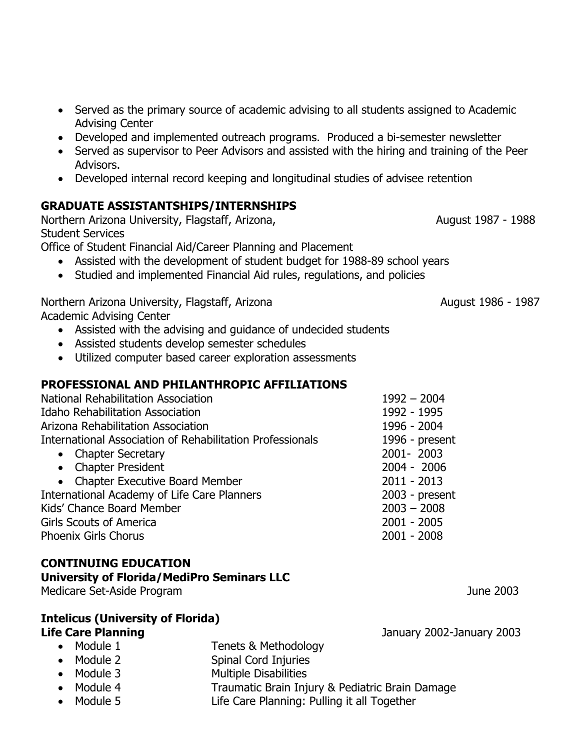- Served as the primary source of academic advising to all students assigned to Academic Advising Center
- Developed and implemented outreach programs. Produced a bi-semester newsletter
- Served as supervisor to Peer Advisors and assisted with the hiring and training of the Peer Advisors.
- Developed internal record keeping and longitudinal studies of advisee retention

## GRADUATE ASSISTANTSHIPS/INTERNSHIPS

Northern Arizona University, Flagstaff, Arizona, August 1987 - 1988
Student Services
Office of Student Financial Aid/Career Planning and Placement

- Assisted with the development of student budget for 1988-89 school years
- Studied and implemented Financial Aid rules, regulations, and policies

Northern Arizona University, Flagstaff, Arizona August 1986 - 1987
Academic Advising Center

- Assisted with the advising and guidance of undecided students
- Assisted students develop semester schedules
- Utilized computer based career exploration assessments

## PROFESSIONAL AND PHILANTHROPIC AFFILIATIONS

| | |
|---|---|
| National Rehabilitation Association | 1992 – 2004 |
| Idaho Rehabilitation Association | 1992 - 1995 |
| Arizona Rehabilitation Association | 1996 - 2004 |
| International Association of Rehabilitation Professionals | 1996 - present |
| • Chapter Secretary | 2001- 2003 |
| • Chapter President | 2004 - 2006 |
| • Chapter Executive Board Member | 2011 - 2013 |
| International Academy of Life Care Planners | 2003 - present |
| Kids' Chance Board Member | 2003 – 2008 |
| Girls Scouts of America | 2001 - 2005 |
| Phoenix Girls Chorus | 2001 - 2008 |

## CONTINUING EDUCATION

**University of Florida/MediPro Seminars LLC**
Medicare Set-Aside Program June 2003

**Intelicus (University of Florida)**
**Life Care Planning** January 2002-January 2003

- Module 1 Tenets & Methodology
- Module 2 Spinal Cord Injuries
- Module 3 Multiple Disabilities
- Module 4 Traumatic Brain Injury & Pediatric Brain Damage
- Module 5 Life Care Planning: Pulling it all Together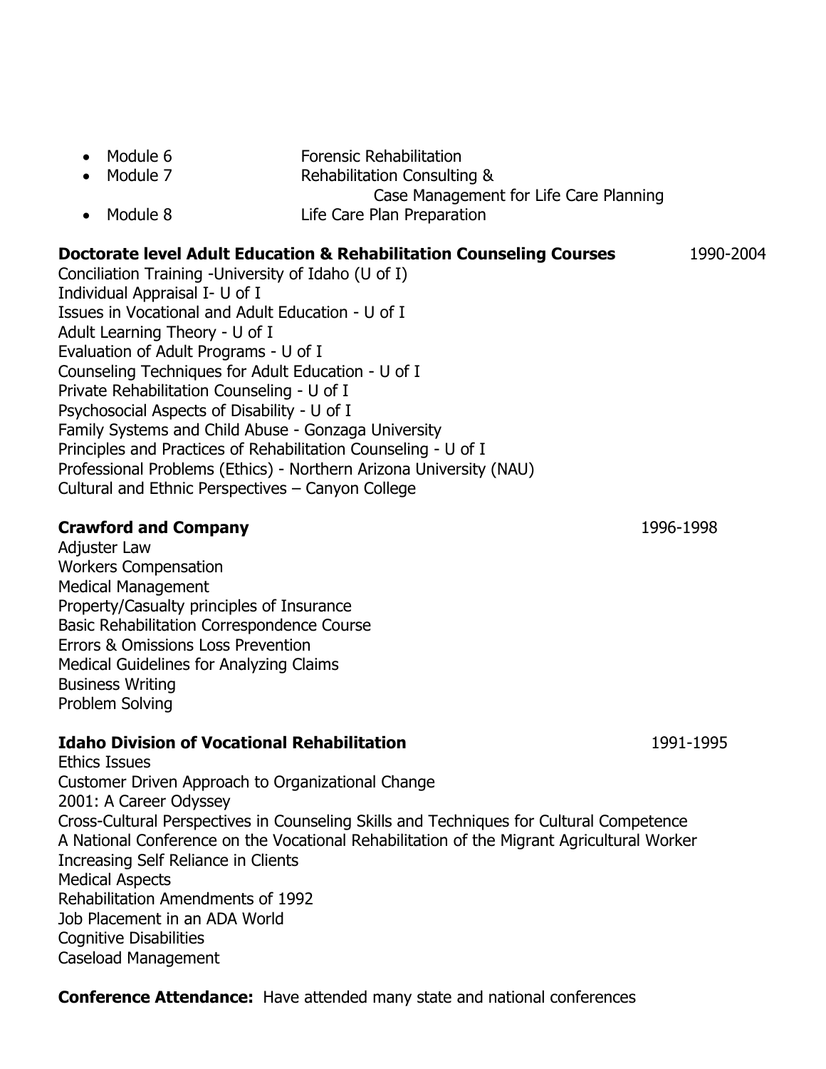- Module 6 Forensic Rehabilitation
- Module 7 Rehabilitation Consulting & Case Management for Life Care Planning
- Module 8 Life Care Plan Preparation

**Doctorate level Adult Education & Rehabilitation Counseling Courses** 1990-2004

Conciliation Training -University of Idaho (U of I)
Individual Appraisal I- U of I
Issues in Vocational and Adult Education - U of I
Adult Learning Theory - U of I
Evaluation of Adult Programs - U of I
Counseling Techniques for Adult Education - U of I
Private Rehabilitation Counseling - U of I
Psychosocial Aspects of Disability - U of I
Family Systems and Child Abuse - Gonzaga University
Principles and Practices of Rehabilitation Counseling - U of I
Professional Problems (Ethics) - Northern Arizona University (NAU)
Cultural and Ethnic Perspectives – Canyon College

**Crawford and Company** 1996-1998

Adjuster Law
Workers Compensation
Medical Management
Property/Casualty principles of Insurance
Basic Rehabilitation Correspondence Course
Errors & Omissions Loss Prevention
Medical Guidelines for Analyzing Claims
Business Writing
Problem Solving

**Idaho Division of Vocational Rehabilitation** 1991-1995

Ethics Issues
Customer Driven Approach to Organizational Change
2001: A Career Odyssey
Cross-Cultural Perspectives in Counseling Skills and Techniques for Cultural Competence
A National Conference on the Vocational Rehabilitation of the Migrant Agricultural Worker
Increasing Self Reliance in Clients
Medical Aspects
Rehabilitation Amendments of 1992
Job Placement in an ADA World
Cognitive Disabilities
Caseload Management

**Conference Attendance:** Have attended many state and national conferences